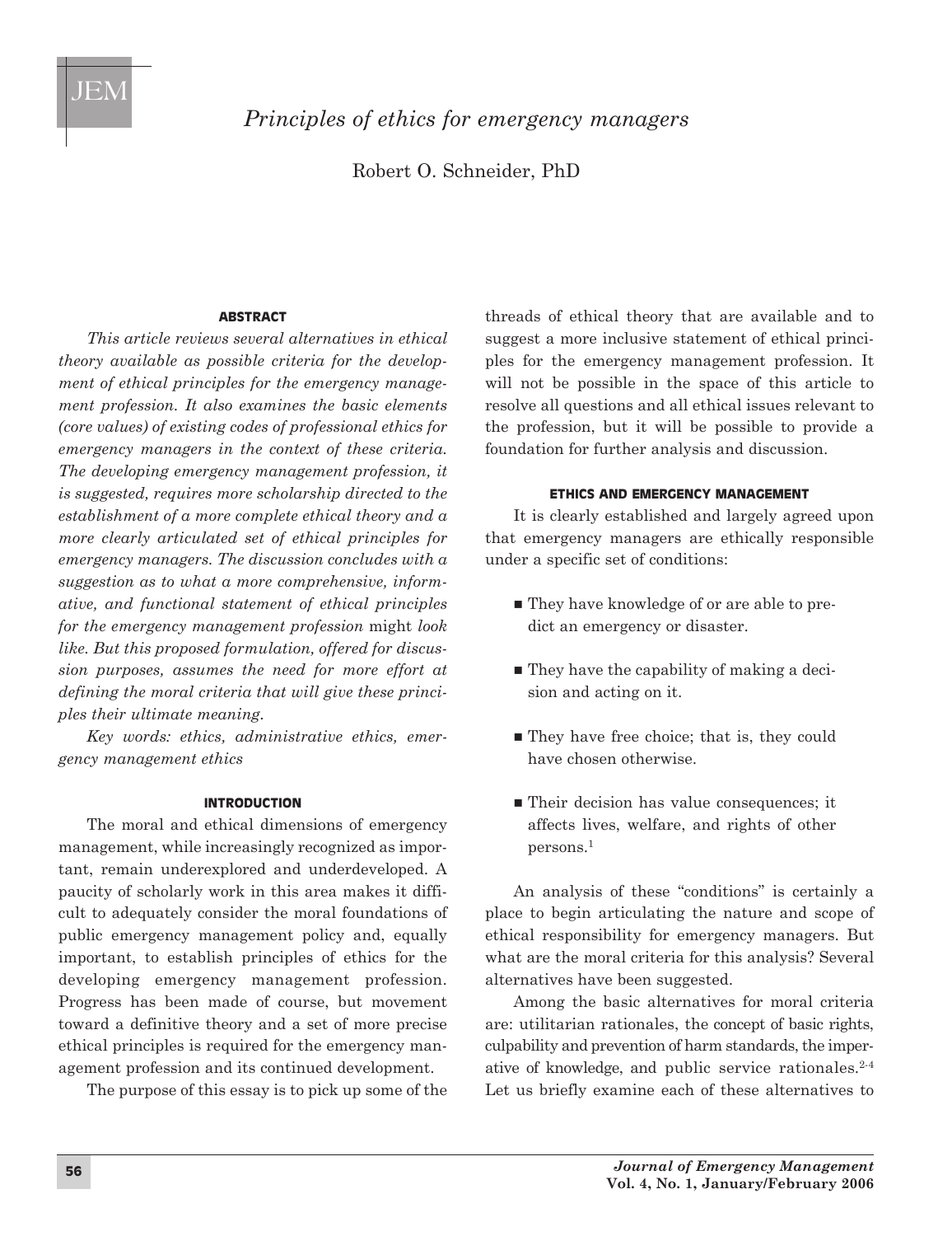# Principles of ethics for emergency managers

Robert O. Schneider, PhD

## ABSTRACT

*This article reviews several alternatives in ethical theory available as possible criteria for the development of ethical principles for the emergency management profession. It also examines the basic elements (core values) of existing codes of professional ethics for emergency managers in the context of these criteria. The developing emergency management profession, it is suggested, requires more scholarship directed to the establishment of a more complete ethical theory and a more clearly articulated set of ethical principles for emergency managers. The discussion concludes with a suggestion as to what a more comprehensive, informative, and functional statement of ethical principles for the emergency management profession* might *look like. But this proposed formulation, offered for discussion purposes, assumes the need for more effort at defining the moral criteria that will give these principles their ultimate meaning.*

*Key words: ethics, administrative ethics, emergency management ethics*

## INTRODUCTION

The moral and ethical dimensions of emergency management, while increasingly recognized as important, remain underexplored and underdeveloped. A paucity of scholarly work in this area makes it difficult to adequately consider the moral foundations of public emergency management policy and, equally important, to establish principles of ethics for the developing emergency management profession. Progress has been made of course, but movement toward a definitive theory and a set of more precise ethical principles is required for the emergency management profession and its continued development.

The purpose of this essay is to pick up some of the threads of ethical theory that are available and to suggest a more inclusive statement of ethical principles for the emergency management profession. It will not be possible in the space of this article to resolve all questions and all ethical issues relevant to the profession, but it will be possible to provide a foundation for further analysis and discussion.

## ETHICS AND EMERGENCY MANAGEMENT

It is clearly established and largely agreed upon that emergency managers are ethically responsible under a specific set of conditions:

- They have knowledge of or are able to predict an emergency or disaster.
- They have the capability of making a decision and acting on it.
- They have free choice; that is, they could have chosen otherwise.
- Their decision has value consequences; it affects lives, welfare, and rights of other persons.[1]

An analysis of these "conditions" is certainly a place to begin articulating the nature and scope of ethical responsibility for emergency managers. But what are the moral criteria for this analysis? Several alternatives have been suggested.

Among the basic alternatives for moral criteria are: utilitarian rationales, the concept of basic rights, culpability and prevention of harm standards, the imperative of knowledge, and public service rationales.[2-4] Let us briefly examine each of these alternatives to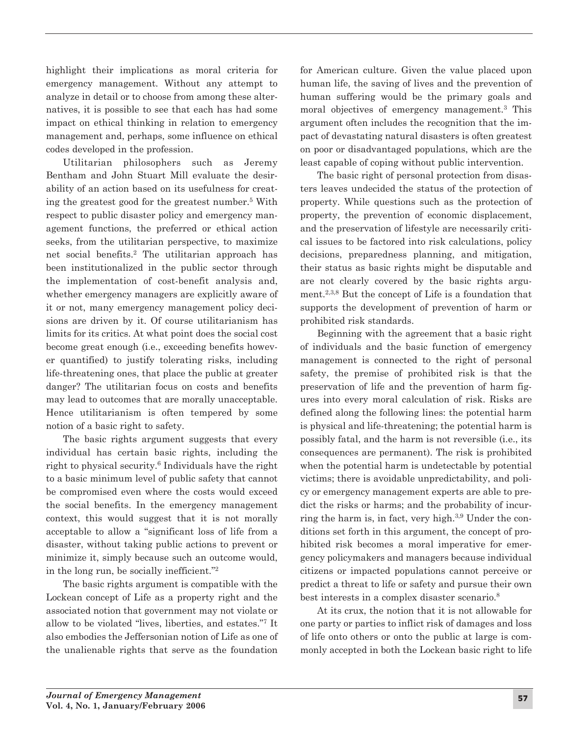highlight their implications as moral criteria for emergency management. Without any attempt to analyze in detail or to choose from among these alternatives, it is possible to see that each has had some impact on ethical thinking in relation to emergency management and, perhaps, some influence on ethical codes developed in the profession.

Utilitarian philosophers such as Jeremy Bentham and John Stuart Mill evaluate the desirability of an action based on its usefulness for creating the greatest good for the greatest number.[5] With respect to public disaster policy and emergency management functions, the preferred or ethical action seeks, from the utilitarian perspective, to maximize net social benefits.[2] The utilitarian approach has been institutionalized in the public sector through the implementation of cost-benefit analysis and, whether emergency managers are explicitly aware of it or not, many emergency management policy decisions are driven by it. Of course utilitarianism has limits for its critics. At what point does the social cost become great enough (i.e., exceeding benefits however quantified) to justify tolerating risks, including life-threatening ones, that place the public at greater danger? The utilitarian focus on costs and benefits may lead to outcomes that are morally unacceptable. Hence utilitarianism is often tempered by some notion of a basic right to safety.

The basic rights argument suggests that every individual has certain basic rights, including the right to physical security.[6] Individuals have the right to a basic minimum level of public safety that cannot be compromised even where the costs would exceed the social benefits. In the emergency management context, this would suggest that it is not morally acceptable to allow a "significant loss of life from a disaster, without taking public actions to prevent or minimize it, simply because such an outcome would, in the long run, be socially inefficient."[2]

The basic rights argument is compatible with the Lockean concept of Life as a property right and the associated notion that government may not violate or allow to be violated "lives, liberties, and estates."[7] It also embodies the Jeffersonian notion of Life as one of the unalienable rights that serve as the foundation for American culture. Given the value placed upon human life, the saving of lives and the prevention of human suffering would be the primary goals and moral objectives of emergency management.[3] This argument often includes the recognition that the impact of devastating natural disasters is often greatest on poor or disadvantaged populations, which are the least capable of coping without public intervention.

The basic right of personal protection from disasters leaves undecided the status of the protection of property. While questions such as the protection of property, the prevention of economic displacement, and the preservation of lifestyle are necessarily critical issues to be factored into risk calculations, policy decisions, preparedness planning, and mitigation, their status as basic rights might be disputable and are not clearly covered by the basic rights argument.[2,3,8] But the concept of Life is a foundation that supports the development of prevention of harm or prohibited risk standards.

Beginning with the agreement that a basic right of individuals and the basic function of emergency management is connected to the right of personal safety, the premise of prohibited risk is that the preservation of life and the prevention of harm figures into every moral calculation of risk. Risks are defined along the following lines: the potential harm is physical and life-threatening; the potential harm is possibly fatal, and the harm is not reversible (i.e., its consequences are permanent). The risk is prohibited when the potential harm is undetectable by potential victims; there is avoidable unpredictability, and policy or emergency management experts are able to predict the risks or harms; and the probability of incurring the harm is, in fact, very high.[3,9] Under the conditions set forth in this argument, the concept of prohibited risk becomes a moral imperative for emergency policymakers and managers because individual citizens or impacted populations cannot perceive or predict a threat to life or safety and pursue their own best interests in a complex disaster scenario.[8]

At its crux, the notion that it is not allowable for one party or parties to inflict risk of damages and loss of life onto others or onto the public at large is commonly accepted in both the Lockean basic right to life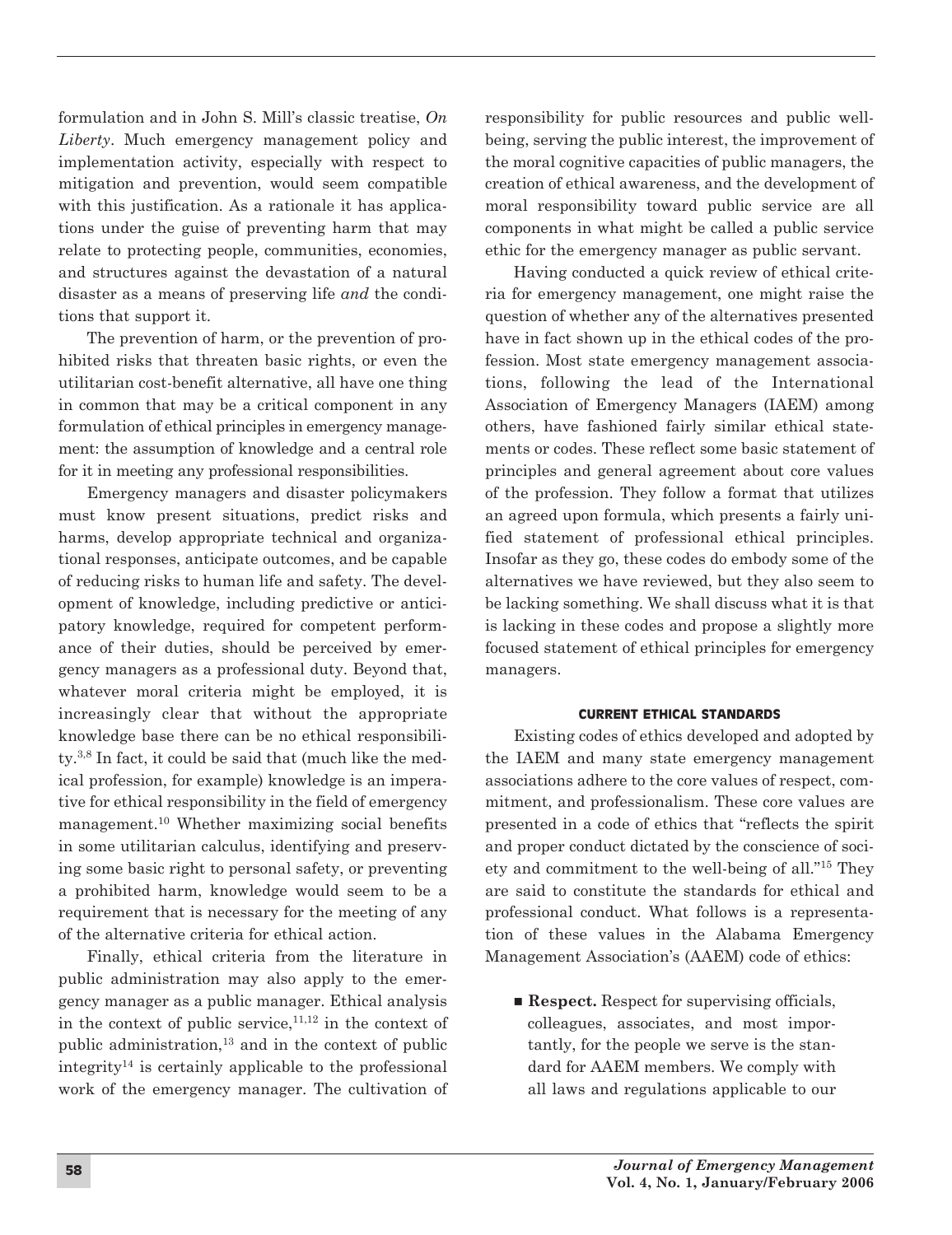formulation and in John S. Mill's classic treatise, *On Liberty*. Much emergency management policy and implementation activity, especially with respect to mitigation and prevention, would seem compatible with this justification. As a rationale it has applications under the guise of preventing harm that may relate to protecting people, communities, economies, and structures against the devastation of a natural disaster as a means of preserving life *and* the conditions that support it.

The prevention of harm, or the prevention of prohibited risks that threaten basic rights, or even the utilitarian cost-benefit alternative, all have one thing in common that may be a critical component in any formulation of ethical principles in emergency management: the assumption of knowledge and a central role for it in meeting any professional responsibilities.

Emergency managers and disaster policymakers must know present situations, predict risks and harms, develop appropriate technical and organizational responses, anticipate outcomes, and be capable of reducing risks to human life and safety. The development of knowledge, including predictive or anticipatory knowledge, required for competent performance of their duties, should be perceived by emergency managers as a professional duty. Beyond that, whatever moral criteria might be employed, it is increasingly clear that without the appropriate knowledge base there can be no ethical responsibility.[3,8] In fact, it could be said that (much like the medical profession, for example) knowledge is an imperative for ethical responsibility in the field of emergency management.[10] Whether maximizing social benefits in some utilitarian calculus, identifying and preserving some basic right to personal safety, or preventing a prohibited harm, knowledge would seem to be a requirement that is necessary for the meeting of any of the alternative criteria for ethical action.

Finally, ethical criteria from the literature in public administration may also apply to the emergency manager as a public manager. Ethical analysis in the context of public service,[11,12] in the context of public administration,[13] and in the context of public integrity[14] is certainly applicable to the professional work of the emergency manager. The cultivation of responsibility for public resources and public well-being, serving the public interest, the improvement of the moral cognitive capacities of public managers, the creation of ethical awareness, and the development of moral responsibility toward public service are all components in what might be called a public service ethic for the emergency manager as public servant.

Having conducted a quick review of ethical criteria for emergency management, one might raise the question of whether any of the alternatives presented have in fact shown up in the ethical codes of the profession. Most state emergency management associations, following the lead of the International Association of Emergency Managers (IAEM) among others, have fashioned fairly similar ethical statements or codes. These reflect some basic statement of principles and general agreement about core values of the profession. They follow a format that utilizes an agreed upon formula, which presents a fairly unified statement of professional ethical principles. Insofar as they go, these codes do embody some of the alternatives we have reviewed, but they also seem to be lacking something. We shall discuss what it is that is lacking in these codes and propose a slightly more focused statement of ethical principles for emergency managers.

## CURRENT ETHICAL STANDARDS

Existing codes of ethics developed and adopted by the IAEM and many state emergency management associations adhere to the core values of respect, commitment, and professionalism. These core values are presented in a code of ethics that "reflects the spirit and proper conduct dictated by the conscience of society and commitment to the well-being of all."[15] They are said to constitute the standards for ethical and professional conduct. What follows is a representation of these values in the Alabama Emergency Management Association's (AAEM) code of ethics:

- **Respect.** Respect for supervising officials, colleagues, associates, and most importantly, for the people we serve is the standard for AAEM members. We comply with all laws and regulations applicable to our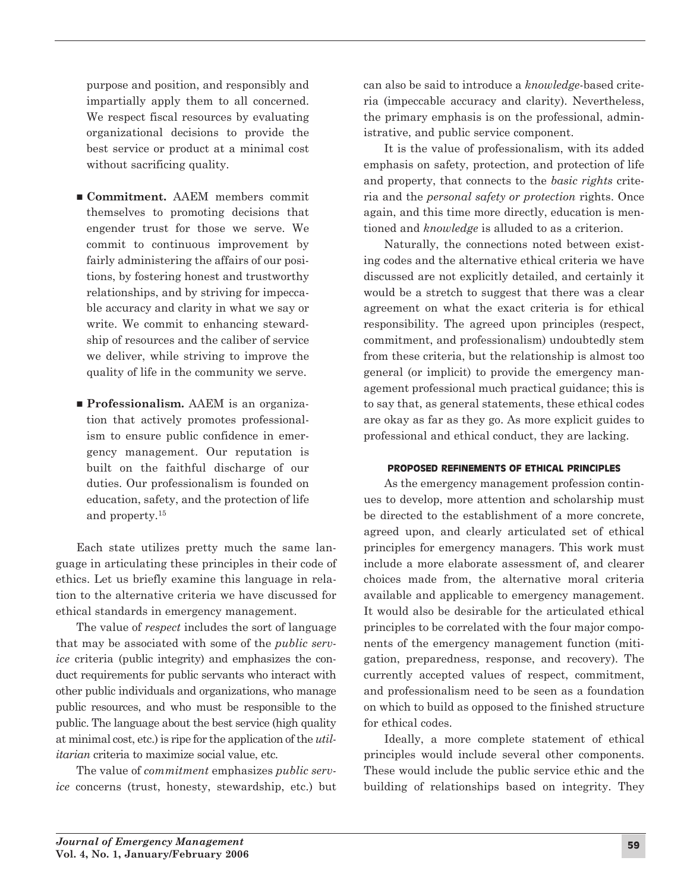purpose and position, and responsibly and impartially apply them to all concerned. We respect fiscal resources by evaluating organizational decisions to provide the best service or product at a minimal cost without sacrificing quality.

- **Commitment.** AAEM members commit themselves to promoting decisions that engender trust for those we serve. We commit to continuous improvement by fairly administering the affairs of our positions, by fostering honest and trustworthy relationships, and by striving for impeccable accuracy and clarity in what we say or write. We commit to enhancing stewardship of resources and the caliber of service we deliver, while striving to improve the quality of life in the community we serve.

- **Professionalism.** AAEM is an organization that actively promotes professionalism to ensure public confidence in emergency management. Our reputation is built on the faithful discharge of our duties. Our professionalism is founded on education, safety, and the protection of life and property.[15]

Each state utilizes pretty much the same language in articulating these principles in their code of ethics. Let us briefly examine this language in relation to the alternative criteria we have discussed for ethical standards in emergency management.

The value of *respect* includes the sort of language that may be associated with some of the *public service* criteria (public integrity) and emphasizes the conduct requirements for public servants who interact with other public individuals and organizations, who manage public resources, and who must be responsible to the public. The language about the best service (high quality at minimal cost, etc.) is ripe for the application of the *utilitarian* criteria to maximize social value, etc.

The value of *commitment* emphasizes *public service* concerns (trust, honesty, stewardship, etc.) but can also be said to introduce a *knowledge*-based criteria (impeccable accuracy and clarity). Nevertheless, the primary emphasis is on the professional, administrative, and public service component.

It is the value of professionalism, with its added emphasis on safety, protection, and protection of life and property, that connects to the *basic rights* criteria and the *personal safety or protection* rights. Once again, and this time more directly, education is mentioned and *knowledge* is alluded to as a criterion.

Naturally, the connections noted between existing codes and the alternative ethical criteria we have discussed are not explicitly detailed, and certainly it would be a stretch to suggest that there was a clear agreement on what the exact criteria is for ethical responsibility. The agreed upon principles (respect, commitment, and professionalism) undoubtedly stem from these criteria, but the relationship is almost too general (or implicit) to provide the emergency management professional much practical guidance; this is to say that, as general statements, these ethical codes are okay as far as they go. As more explicit guides to professional and ethical conduct, they are lacking.

## PROPOSED REFINEMENTS OF ETHICAL PRINCIPLES

As the emergency management profession continues to develop, more attention and scholarship must be directed to the establishment of a more concrete, agreed upon, and clearly articulated set of ethical principles for emergency managers. This work must include a more elaborate assessment of, and clearer choices made from, the alternative moral criteria available and applicable to emergency management. It would also be desirable for the articulated ethical principles to be correlated with the four major components of the emergency management function (mitigation, preparedness, response, and recovery). The currently accepted values of respect, commitment, and professionalism need to be seen as a foundation on which to build as opposed to the finished structure for ethical codes.

Ideally, a more complete statement of ethical principles would include several other components. These would include the public service ethic and the building of relationships based on integrity. They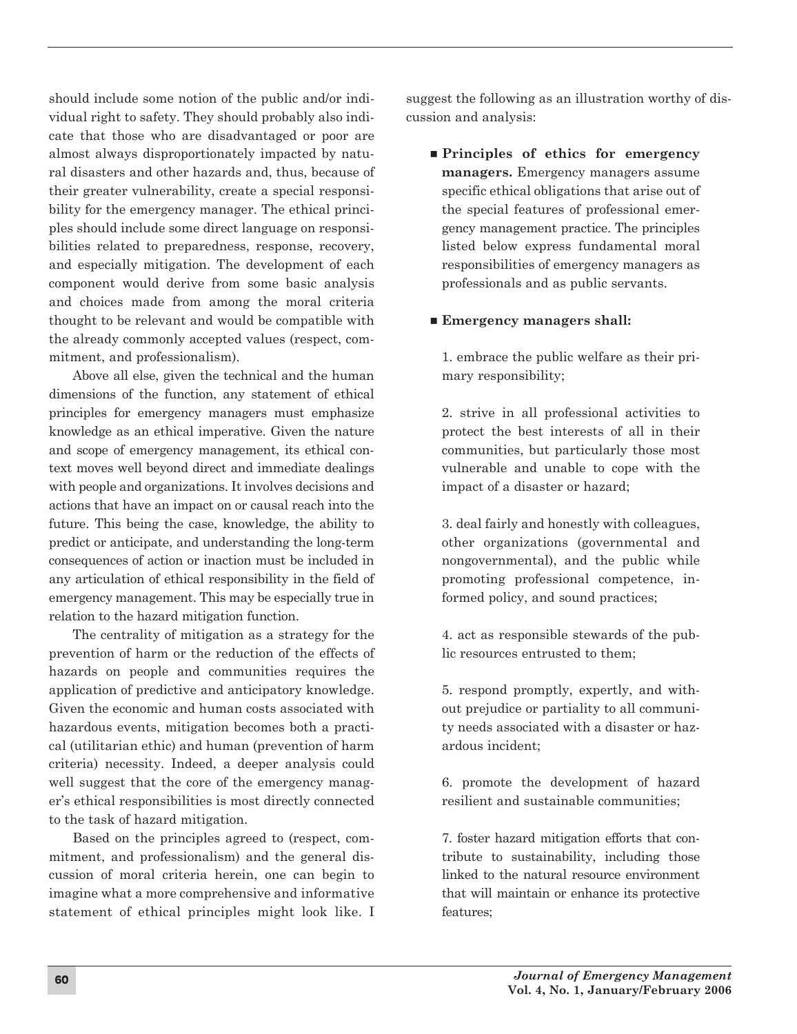should include some notion of the public and/or individual right to safety. They should probably also indicate that those who are disadvantaged or poor are almost always disproportionately impacted by natural disasters and other hazards and, thus, because of their greater vulnerability, create a special responsibility for the emergency manager. The ethical principles should include some direct language on responsibilities related to preparedness, response, recovery, and especially mitigation. The development of each component would derive from some basic analysis and choices made from among the moral criteria thought to be relevant and would be compatible with the already commonly accepted values (respect, commitment, and professionalism).

Above all else, given the technical and the human dimensions of the function, any statement of ethical principles for emergency managers must emphasize knowledge as an ethical imperative. Given the nature and scope of emergency management, its ethical context moves well beyond direct and immediate dealings with people and organizations. It involves decisions and actions that have an impact on or causal reach into the future. This being the case, knowledge, the ability to predict or anticipate, and understanding the long-term consequences of action or inaction must be included in any articulation of ethical responsibility in the field of emergency management. This may be especially true in relation to the hazard mitigation function.

The centrality of mitigation as a strategy for the prevention of harm or the reduction of the effects of hazards on people and communities requires the application of predictive and anticipatory knowledge. Given the economic and human costs associated with hazardous events, mitigation becomes both a practical (utilitarian ethic) and human (prevention of harm criteria) necessity. Indeed, a deeper analysis could well suggest that the core of the emergency manager's ethical responsibilities is most directly connected to the task of hazard mitigation.

Based on the principles agreed to (respect, commitment, and professionalism) and the general discussion of moral criteria herein, one can begin to imagine what a more comprehensive and informative statement of ethical principles might look like. I suggest the following as an illustration worthy of discussion and analysis:

- **Principles of ethics for emergency managers.** Emergency managers assume specific ethical obligations that arise out of the special features of professional emergency management practice. The principles listed below express fundamental moral responsibilities of emergency managers as professionals and as public servants.

- **Emergency managers shall:**

1. embrace the public welfare as their primary responsibility;

2. strive in all professional activities to protect the best interests of all in their communities, but particularly those most vulnerable and unable to cope with the impact of a disaster or hazard;

3. deal fairly and honestly with colleagues, other organizations (governmental and nongovernmental), and the public while promoting professional competence, informed policy, and sound practices;

4. act as responsible stewards of the public resources entrusted to them;

5. respond promptly, expertly, and without prejudice or partiality to all community needs associated with a disaster or hazardous incident;

6. promote the development of hazard resilient and sustainable communities;

7. foster hazard mitigation efforts that contribute to sustainability, including those linked to the natural resource environment that will maintain or enhance its protective features;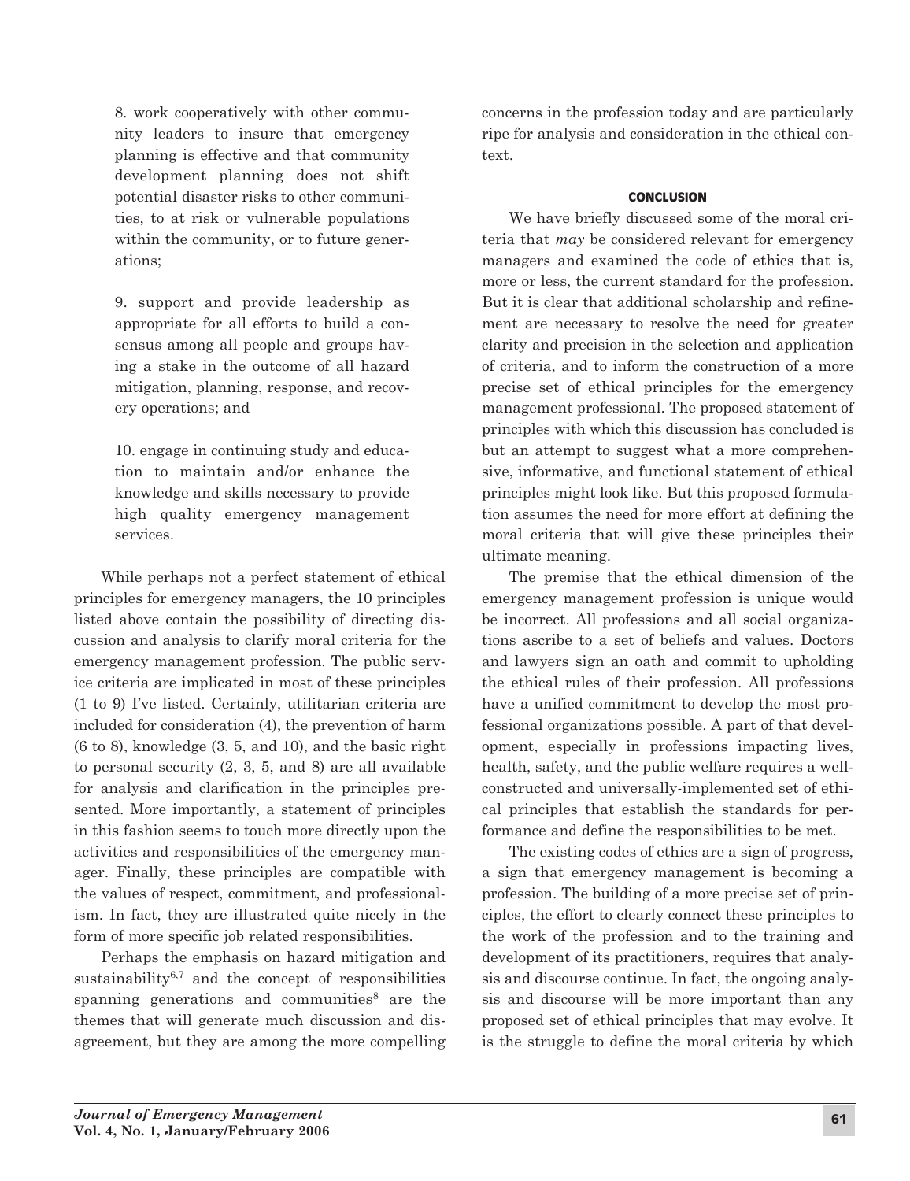8. work cooperatively with other community leaders to insure that emergency planning is effective and that community development planning does not shift potential disaster risks to other communities, to at risk or vulnerable populations within the community, or to future generations;

9. support and provide leadership as appropriate for all efforts to build a consensus among all people and groups having a stake in the outcome of all hazard mitigation, planning, response, and recovery operations; and

10. engage in continuing study and education to maintain and/or enhance the knowledge and skills necessary to provide high quality emergency management services.

While perhaps not a perfect statement of ethical principles for emergency managers, the 10 principles listed above contain the possibility of directing discussion and analysis to clarify moral criteria for the emergency management profession. The public service criteria are implicated in most of these principles (1 to 9) I've listed. Certainly, utilitarian criteria are included for consideration (4), the prevention of harm (6 to 8), knowledge (3, 5, and 10), and the basic right to personal security (2, 3, 5, and 8) are all available for analysis and clarification in the principles presented. More importantly, a statement of principles in this fashion seems to touch more directly upon the activities and responsibilities of the emergency manager. Finally, these principles are compatible with the values of respect, commitment, and professionalism. In fact, they are illustrated quite nicely in the form of more specific job related responsibilities.

Perhaps the emphasis on hazard mitigation and sustainability[6,7] and the concept of responsibilities spanning generations and communities[8] are the themes that will generate much discussion and disagreement, but they are among the more compelling concerns in the profession today and are particularly ripe for analysis and consideration in the ethical context.

## CONCLUSION

We have briefly discussed some of the moral criteria that *may* be considered relevant for emergency managers and examined the code of ethics that is, more or less, the current standard for the profession. But it is clear that additional scholarship and refinement are necessary to resolve the need for greater clarity and precision in the selection and application of criteria, and to inform the construction of a more precise set of ethical principles for the emergency management professional. The proposed statement of principles with which this discussion has concluded is but an attempt to suggest what a more comprehensive, informative, and functional statement of ethical principles might look like. But this proposed formulation assumes the need for more effort at defining the moral criteria that will give these principles their ultimate meaning.

The premise that the ethical dimension of the emergency management profession is unique would be incorrect. All professions and all social organizations ascribe to a set of beliefs and values. Doctors and lawyers sign an oath and commit to upholding the ethical rules of their profession. All professions have a unified commitment to develop the most professional organizations possible. A part of that development, especially in professions impacting lives, health, safety, and the public welfare requires a well-constructed and universally-implemented set of ethical principles that establish the standards for performance and define the responsibilities to be met.

The existing codes of ethics are a sign of progress, a sign that emergency management is becoming a profession. The building of a more precise set of principles, the effort to clearly connect these principles to the work of the profession and to the training and development of its practitioners, requires that analysis and discourse continue. In fact, the ongoing analysis and discourse will be more important than any proposed set of ethical principles that may evolve. It is the struggle to define the moral criteria by which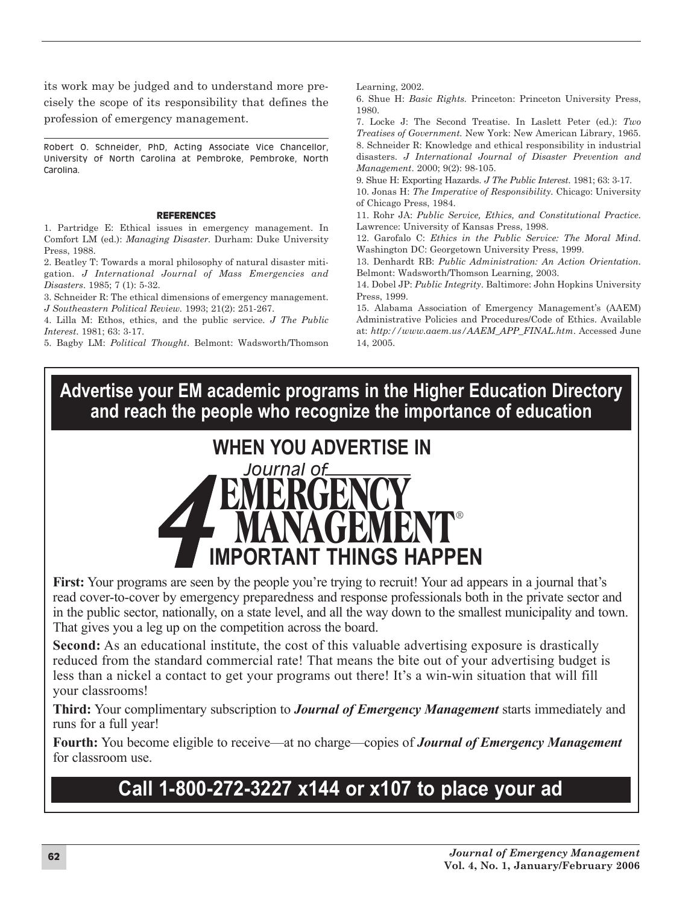its work may be judged and to understand more precisely the scope of its responsibility that defines the profession of emergency management.

Robert O. Schneider, PhD, Acting Associate Vice Chancellor, University of North Carolina at Pembroke, Pembroke, North Carolina.

## REFERENCES

1. Partridge E: Ethical issues in emergency management. In Comfort LM (ed.): *Managing Disaster*. Durham: Duke University Press, 1988.
2. Beatley T: Towards a moral philosophy of natural disaster mitigation. *J International Journal of Mass Emergencies and Disasters*. 1985; 7 (1): 5-32.
3. Schneider R: The ethical dimensions of emergency management. *J Southeastern Political Review*. 1993; 21(2): 251-267.
4. Lilla M: Ethos, ethics, and the public service. *J The Public Interest*. 1981; 63: 3-17.
5. Bagby LM: *Political Thought*. Belmont: Wadsworth/Thomson Learning, 2002.
6. Shue H: *Basic Rights*. Princeton: Princeton University Press, 1980.
7. Locke J: The Second Treatise. In Laslett Peter (ed.): *Two Treatises of Government*. New York: New American Library, 1965.
8. Schneider R: Knowledge and ethical responsibility in industrial disasters. *J International Journal of Disaster Prevention and Management*. 2000; 9(2): 98-105.
9. Shue H: Exporting Hazards. *J The Public Interest*. 1981; 63: 3-17.
10. Jonas H: *The Imperative of Responsibility*. Chicago: University of Chicago Press, 1984.
11. Rohr JA: *Public Service, Ethics, and Constitutional Practice*. Lawrence: University of Kansas Press, 1998.
12. Garofalo C: *Ethics in the Public Service: The Moral Mind*. Washington DC: Georgetown University Press, 1999.
13. Denhardt RB: *Public Administration: An Action Orientation*. Belmont: Wadsworth/Thomson Learning, 2003.
14. Dobel JP: *Public Integrity*. Baltimore: John Hopkins University Press, 1999.
15. Alabama Association of Emergency Management's (AAEM) Administrative Policies and Procedures/Code of Ethics. Available at: *http://www.aaem.us/AAEM_APP_FINAL.htm*. Accessed June 14, 2005.

## Advertise your EM academic programs in the Higher Education Directory and reach the people who recognize the importance of education

### WHEN YOU ADVERTISE IN Journal of EMERGENCY MANAGEMENT® 4 IMPORTANT THINGS HAPPEN

**First:** Your programs are seen by the people you're trying to recruit! Your ad appears in a journal that's read cover-to-cover by emergency preparedness and response professionals both in the private sector and in the public sector, nationally, on a state level, and all the way down to the smallest municipality and town. That gives you a leg up on the competition across the board.

**Second:** As an educational institute, the cost of this valuable advertising exposure is drastically reduced from the standard commercial rate! That means the bite out of your advertising budget is less than a nickel a contact to get your programs out there! It's a win-win situation that will fill your classrooms!

**Third:** Your complimentary subscription to ***Journal of Emergency Management*** starts immediately and runs for a full year!

**Fourth:** You become eligible to receive—at no charge—copies of ***Journal of Emergency Management*** for classroom use.

## Call 1-800-272-3227 x144 or x107 to place your ad